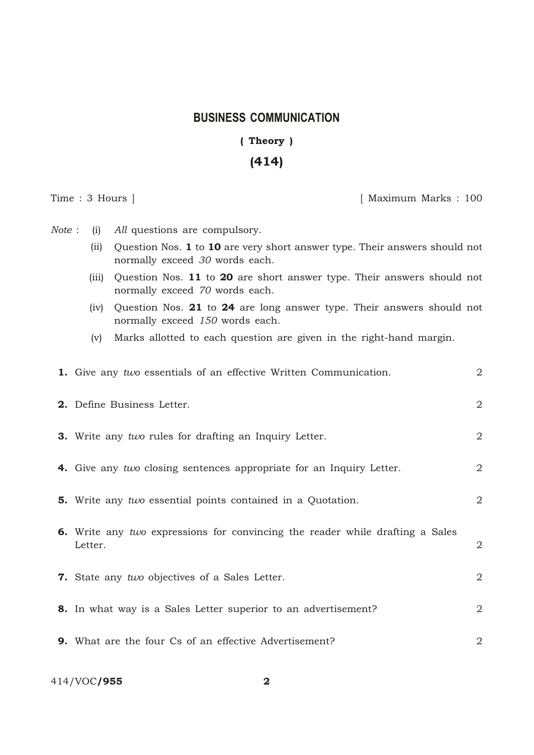# BUSINESS COMMUNICATION

**( Theory )**

**(414)**

Time : 3 Hours ] [ Maximum Marks : 100

*Note* :
- (i) *All* questions are compulsory.
- (ii) Question Nos. **1** to **10** are very short answer type. Their answers should not normally exceed *30* words each.
- (iii) Question Nos. **11** to **20** are short answer type. Their answers should not normally exceed *70* words each.
- (iv) Question Nos. **21** to **24** are long answer type. Their answers should not normally exceed *150* words each.
- (v) Marks allotted to each question are given in the right-hand margin.

**1.** Give any *two* essentials of an effective Written Communication. 2

**2.** Define Business Letter. 2

**3.** Write any *two* rules for drafting an Inquiry Letter. 2

**4.** Give any *two* closing sentences appropriate for an Inquiry Letter. 2

**5.** Write any *two* essential points contained in a Quotation. 2

**6.** Write any *two* expressions for convincing the reader while drafting a Sales Letter. 2

**7.** State any *two* objectives of a Sales Letter. 2

**8.** In what way is a Sales Letter superior to an advertisement? 2

**9.** What are the four Cs of an effective Advertisement? 2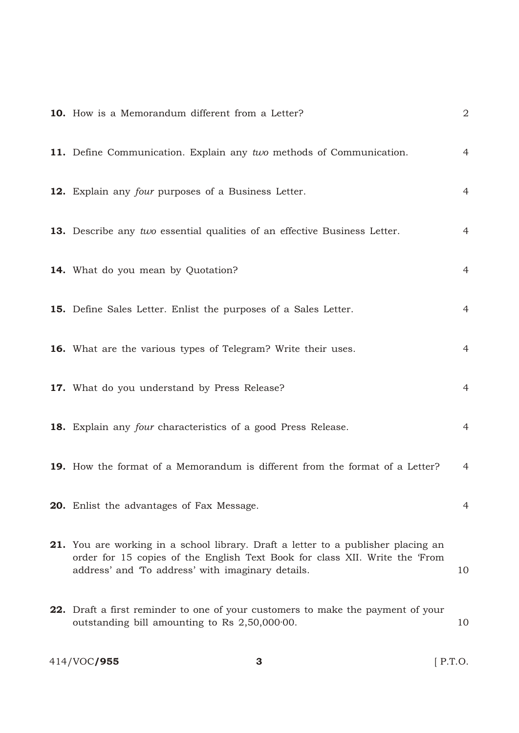**10.** How is a Memorandum different from a Letter? 2

**11.** Define Communication. Explain any *two* methods of Communication. 4

**12.** Explain any *four* purposes of a Business Letter. 4

**13.** Describe any *two* essential qualities of an effective Business Letter. 4

**14.** What do you mean by Quotation? 4

**15.** Define Sales Letter. Enlist the purposes of a Sales Letter. 4

**16.** What are the various types of Telegram? Write their uses. 4

**17.** What do you understand by Press Release? 4

**18.** Explain any *four* characteristics of a good Press Release. 4

**19.** How the format of a Memorandum is different from the format of a Letter? 4

**20.** Enlist the advantages of Fax Message. 4

**21.** You are working in a school library. Draft a letter to a publisher placing an order for 15 copies of the English Text Book for class XII. Write the 'From address' and 'To address' with imaginary details. 10

**22.** Draft a first reminder to one of your customers to make the payment of your outstanding bill amounting to Rs 2,50,000·00. 10

414/VOC/**955** [ P.T.O.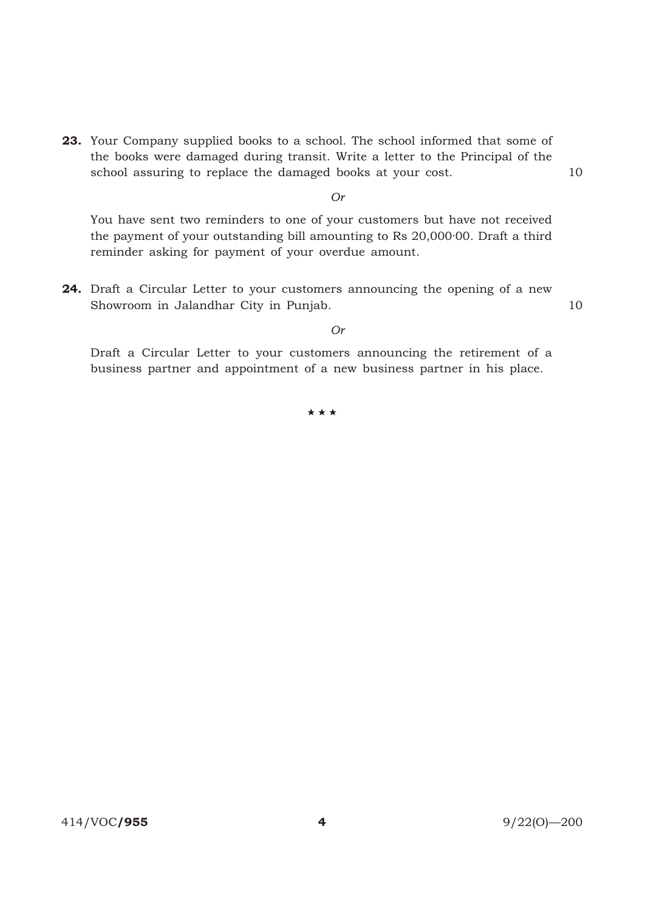**23.** Your Company supplied books to a school. The school informed that some of the books were damaged during transit. Write a letter to the Principal of the school assuring to replace the damaged books at your cost. 10

*Or*

You have sent two reminders to one of your customers but have not received the payment of your outstanding bill amounting to Rs 20,000·00. Draft a third reminder asking for payment of your overdue amount.

**24.** Draft a Circular Letter to your customers announcing the opening of a new Showroom in Jalandhar City in Punjab. 10

*Or*

Draft a Circular Letter to your customers announcing the retirement of a business partner and appointment of a new business partner in his place.

★ ★ ★